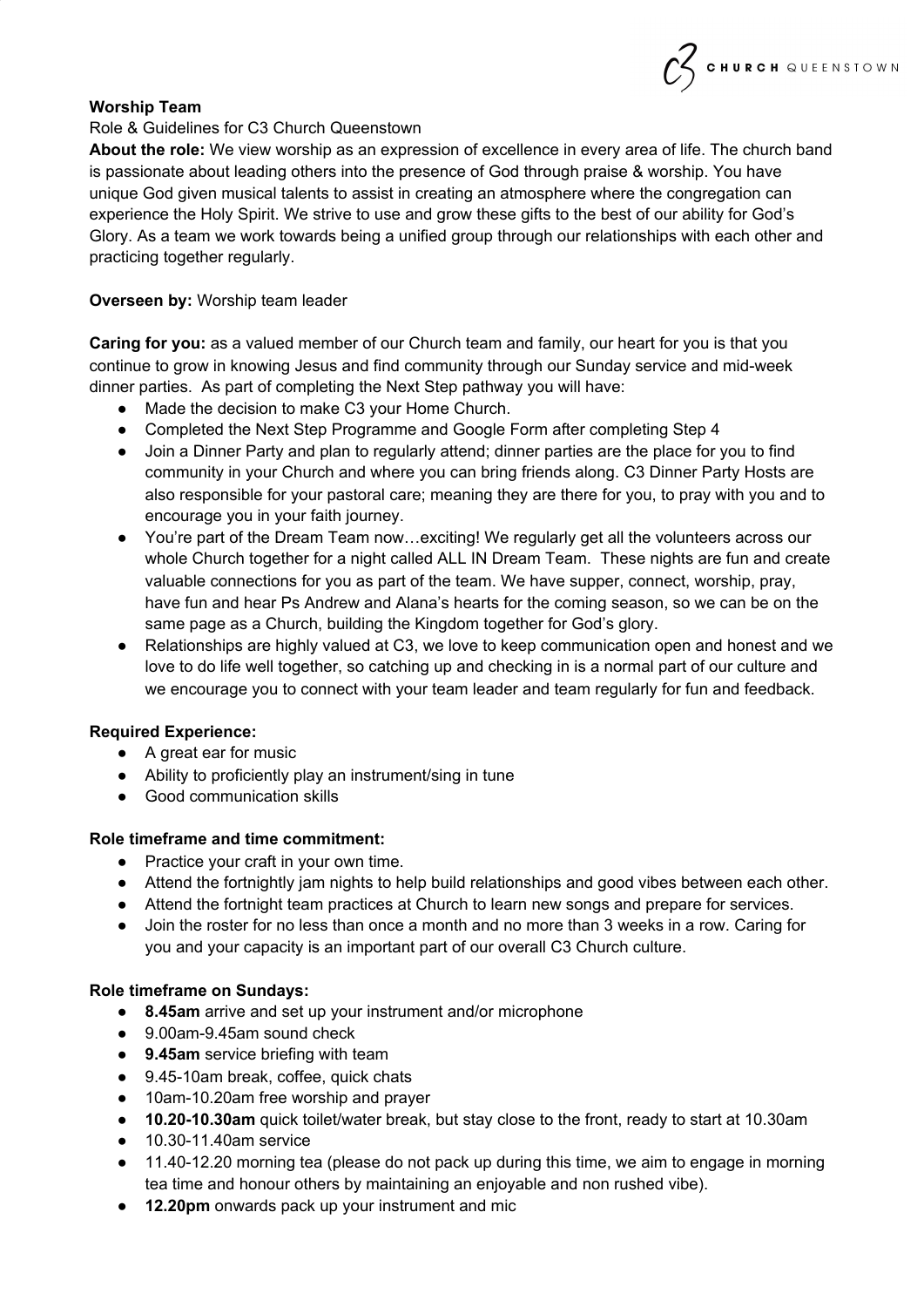**Worship Team**

Role & Guidelines for C3 Church Queenstown

**About the role:** We view worship as an expression of excellence in every area of life. The church band is passionate about leading others into the presence of God through praise & worship. You have unique God given musical talents to assist in creating an atmosphere where the congregation can experience the Holy Spirit. We strive to use and grow these gifts to the best of our ability for God's Glory. As a team we work towards being a unified group through our relationships with each other and practicing together regularly.

**Overseen by:** Worship team leader

**Caring for you:** as a valued member of our Church team and family, our heart for you is that you continue to grow in knowing Jesus and find community through our Sunday service and mid-week dinner parties. As part of completing the Next Step pathway you will have:

- Made the decision to make C3 your Home Church.
- Completed the Next Step Programme and Google Form after completing Step 4
- Join a Dinner Party and plan to regularly attend; dinner parties are the place for you to find community in your Church and where you can bring friends along. C3 Dinner Party Hosts are also responsible for your pastoral care; meaning they are there for you, to pray with you and to encourage you in your faith journey.
- You're part of the Dream Team now…exciting! We regularly get all the volunteers across our whole Church together for a night called ALL IN Dream Team. These nights are fun and create valuable connections for you as part of the team. We have supper, connect, worship, pray, have fun and hear Ps Andrew and Alana's hearts for the coming season, so we can be on the same page as a Church, building the Kingdom together for God's glory.
- Relationships are highly valued at C3, we love to keep communication open and honest and we love to do life well together, so catching up and checking in is a normal part of our culture and we encourage you to connect with your team leader and team regularly for fun and feedback.

**Required Experience:**

- A great ear for music
- Ability to proficiently play an instrument/sing in tune
- Good communication skills

**Role timeframe and time commitment:**

- Practice your craft in your own time.
- Attend the fortnightly jam nights to help build relationships and good vibes between each other.
- Attend the fortnight team practices at Church to learn new songs and prepare for services.
- Join the roster for no less than once a month and no more than 3 weeks in a row. Caring for you and your capacity is an important part of our overall C3 Church culture.

**Role timeframe on Sundays:**

- **8.45am** arrive and set up your instrument and/or microphone
- 9.00am-9.45am sound check
- **9.45am** service briefing with team
- 9.45-10am break, coffee, quick chats
- 10am-10.20am free worship and prayer
- **10.20-10.30am** quick toilet/water break, but stay close to the front, ready to start at 10.30am
- 10.30-11.40am service
- 11.40-12.20 morning tea (please do not pack up during this time, we aim to engage in morning tea time and honour others by maintaining an enjoyable and non rushed vibe).
- **12.20pm** onwards pack up your instrument and mic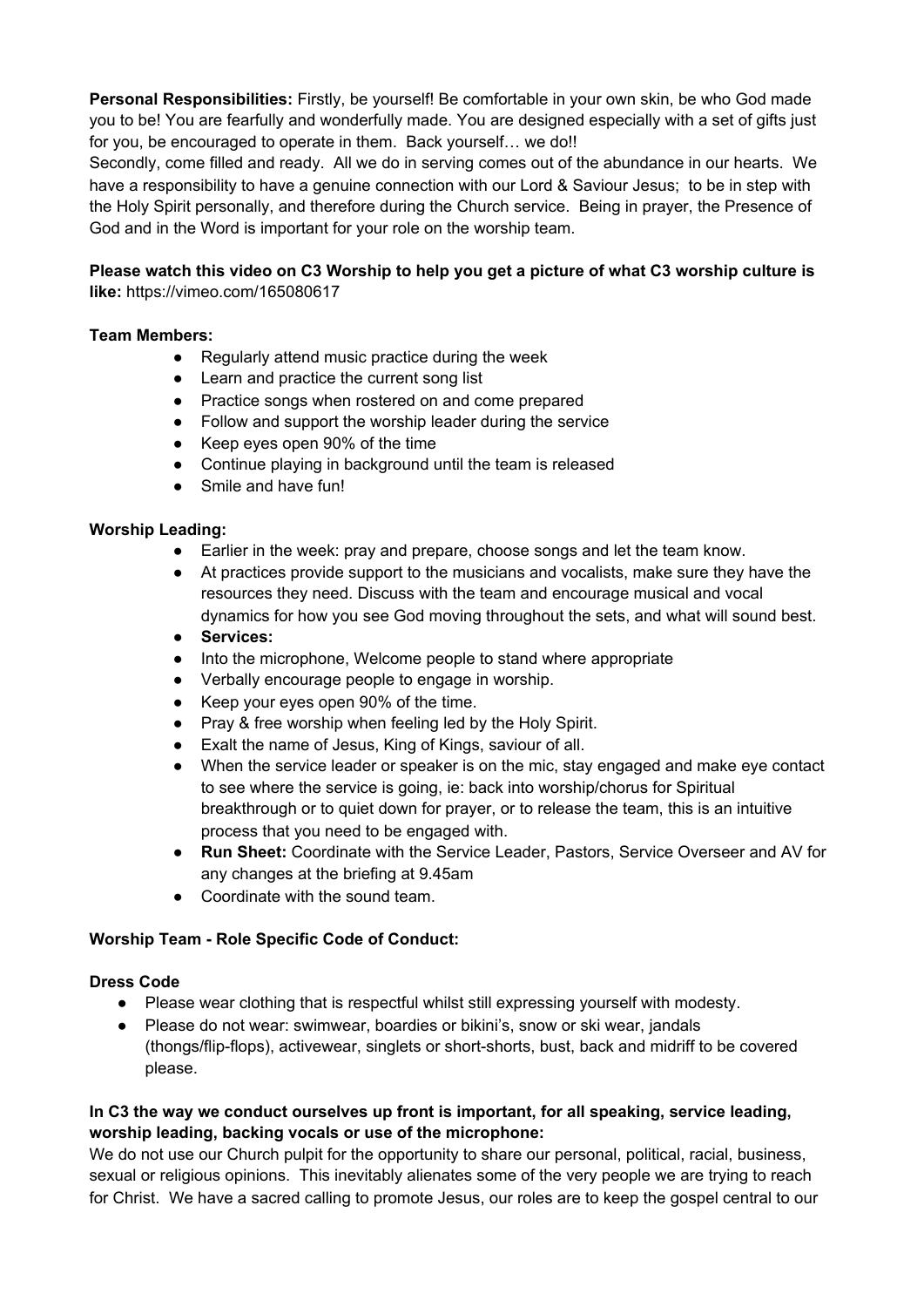**Personal Responsibilities:** Firstly, be yourself! Be comfortable in your own skin, be who God made you to be! You are fearfully and wonderfully made. You are designed especially with a set of gifts just for you, be encouraged to operate in them. Back yourself… we do!!

Secondly, come filled and ready. All we do in serving comes out of the abundance in our hearts. We have a responsibility to have a genuine connection with our Lord & Saviour Jesus; to be in step with the Holy Spirit personally, and therefore during the Church service. Being in prayer, the Presence of God and in the Word is important for your role on the worship team.

**Please watch this video on C3 Worship to help you get a picture of what C3 worship culture is like:** https://vimeo.com/165080617

**Team Members:**

- Regularly attend music practice during the week
- Learn and practice the current song list
- Practice songs when rostered on and come prepared
- Follow and support the worship leader during the service
- Keep eyes open 90% of the time
- Continue playing in background until the team is released
- Smile and have fun!

**Worship Leading:**

- Earlier in the week: pray and prepare, choose songs and let the team know.
- At practices provide support to the musicians and vocalists, make sure they have the resources they need. Discuss with the team and encourage musical and vocal dynamics for how you see God moving throughout the sets, and what will sound best.
- **Services:**
- Into the microphone, Welcome people to stand where appropriate
- Verbally encourage people to engage in worship.
- Keep your eyes open 90% of the time.
- Pray & free worship when feeling led by the Holy Spirit.
- Exalt the name of Jesus, King of Kings, saviour of all.
- When the service leader or speaker is on the mic, stay engaged and make eye contact to see where the service is going, ie: back into worship/chorus for Spiritual breakthrough or to quiet down for prayer, or to release the team, this is an intuitive process that you need to be engaged with.
- **Run Sheet:** Coordinate with the Service Leader, Pastors, Service Overseer and AV for any changes at the briefing at 9.45am
- Coordinate with the sound team.

**Worship Team - Role Specific Code of Conduct:**

**Dress Code**

- Please wear clothing that is respectful whilst still expressing yourself with modesty.
- Please do not wear: swimwear, boardies or bikini's, snow or ski wear, jandals (thongs/flip-flops), activewear, singlets or short-shorts, bust, back and midriff to be covered please.

**In C3 the way we conduct ourselves up front is important, for all speaking, service leading, worship leading, backing vocals or use of the microphone:**

We do not use our Church pulpit for the opportunity to share our personal, political, racial, business, sexual or religious opinions. This inevitably alienates some of the very people we are trying to reach for Christ. We have a sacred calling to promote Jesus, our roles are to keep the gospel central to our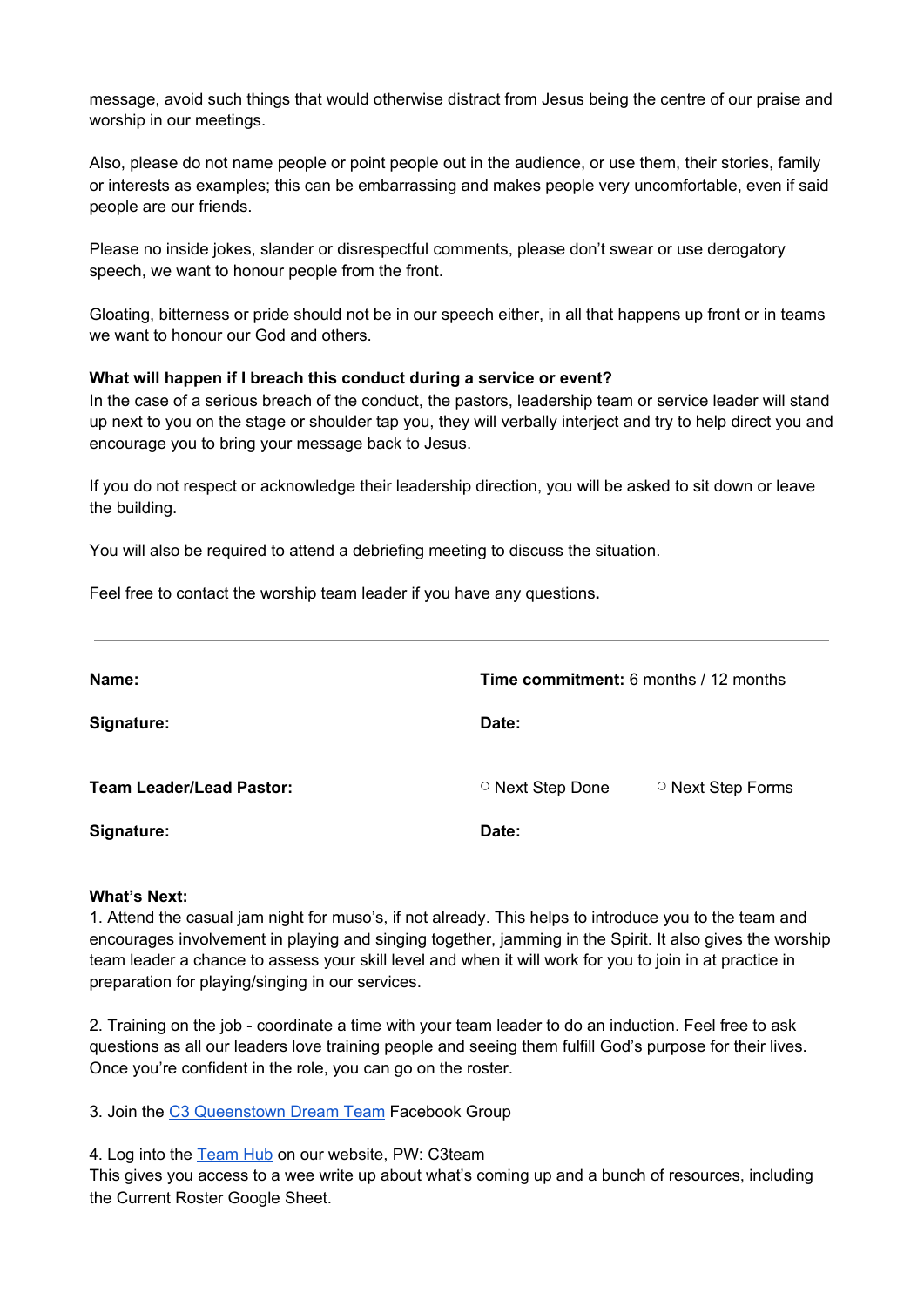message, avoid such things that would otherwise distract from Jesus being the centre of our praise and worship in our meetings.

Also, please do not name people or point people out in the audience, or use them, their stories, family or interests as examples; this can be embarrassing and makes people very uncomfortable, even if said people are our friends.

Please no inside jokes, slander or disrespectful comments, please don't swear or use derogatory speech, we want to honour people from the front.

Gloating, bitterness or pride should not be in our speech either, in all that happens up front or in teams we want to honour our God and others.

**What will happen if I breach this conduct during a service or event?**

In the case of a serious breach of the conduct, the pastors, leadership team or service leader will stand up next to you on the stage or shoulder tap you, they will verbally interject and try to help direct you and encourage you to bring your message back to Jesus.

If you do not respect or acknowledge their leadership direction, you will be asked to sit down or leave the building.

You will also be required to attend a debriefing meeting to discuss the situation.

Feel free to contact the worship team leader if you have any questions**.**

---

**Name:**

**Time commitment:** 6 months / 12 months

**Signature:**

**Date:**

**Team Leader/Lead Pastor:**

○ Next Step Done ○ Next Step Forms

**Signature:**

**Date:**

**What's Next:**

1. Attend the casual jam night for muso's, if not already. This helps to introduce you to the team and encourages involvement in playing and singing together, jamming in the Spirit. It also gives the worship team leader a chance to assess your skill level and when it will work for you to join in at practice in preparation for playing/singing in our services.

2. Training on the job - coordinate a time with your team leader to do an induction. Feel free to ask questions as all our leaders love training people and seeing them fulfill God's purpose for their lives. Once you're confident in the role, you can go on the roster.

3. Join the C3 Queenstown Dream Team Facebook Group

4. Log into the Team Hub on our website, PW: C3team
This gives you access to a wee write up about what's coming up and a bunch of resources, including the Current Roster Google Sheet.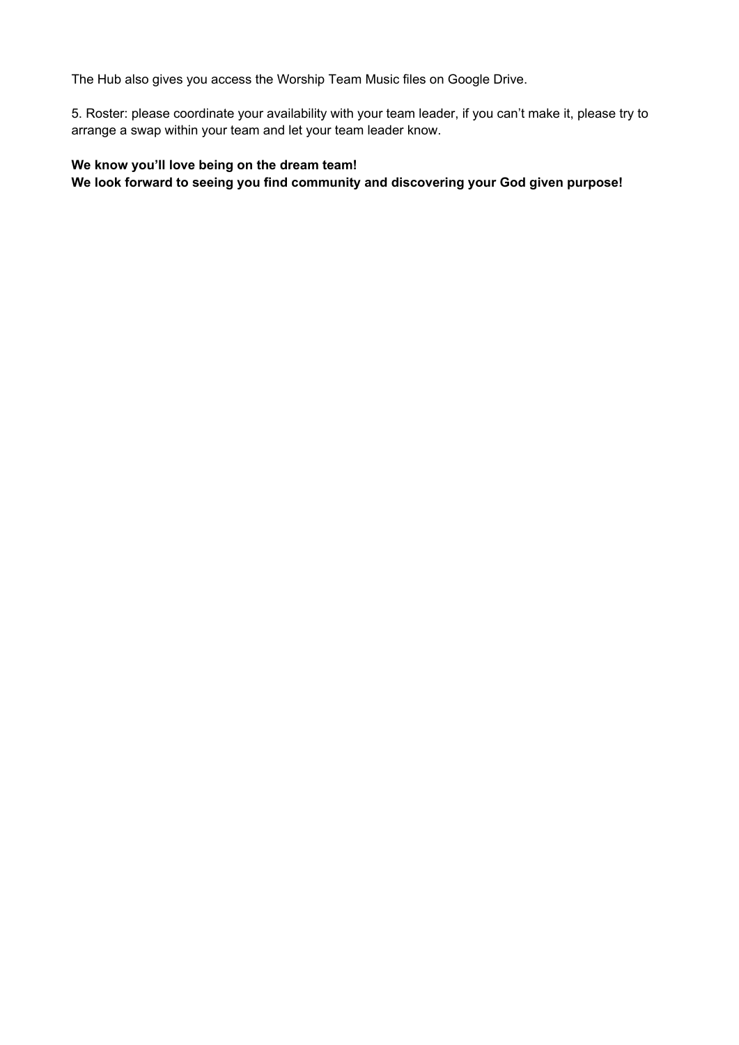The Hub also gives you access the Worship Team Music files on Google Drive.

5. Roster: please coordinate your availability with your team leader, if you can't make it, please try to arrange a swap within your team and let your team leader know.

**We know you'll love being on the dream team!**
**We look forward to seeing you find community and discovering your God given purpose!**